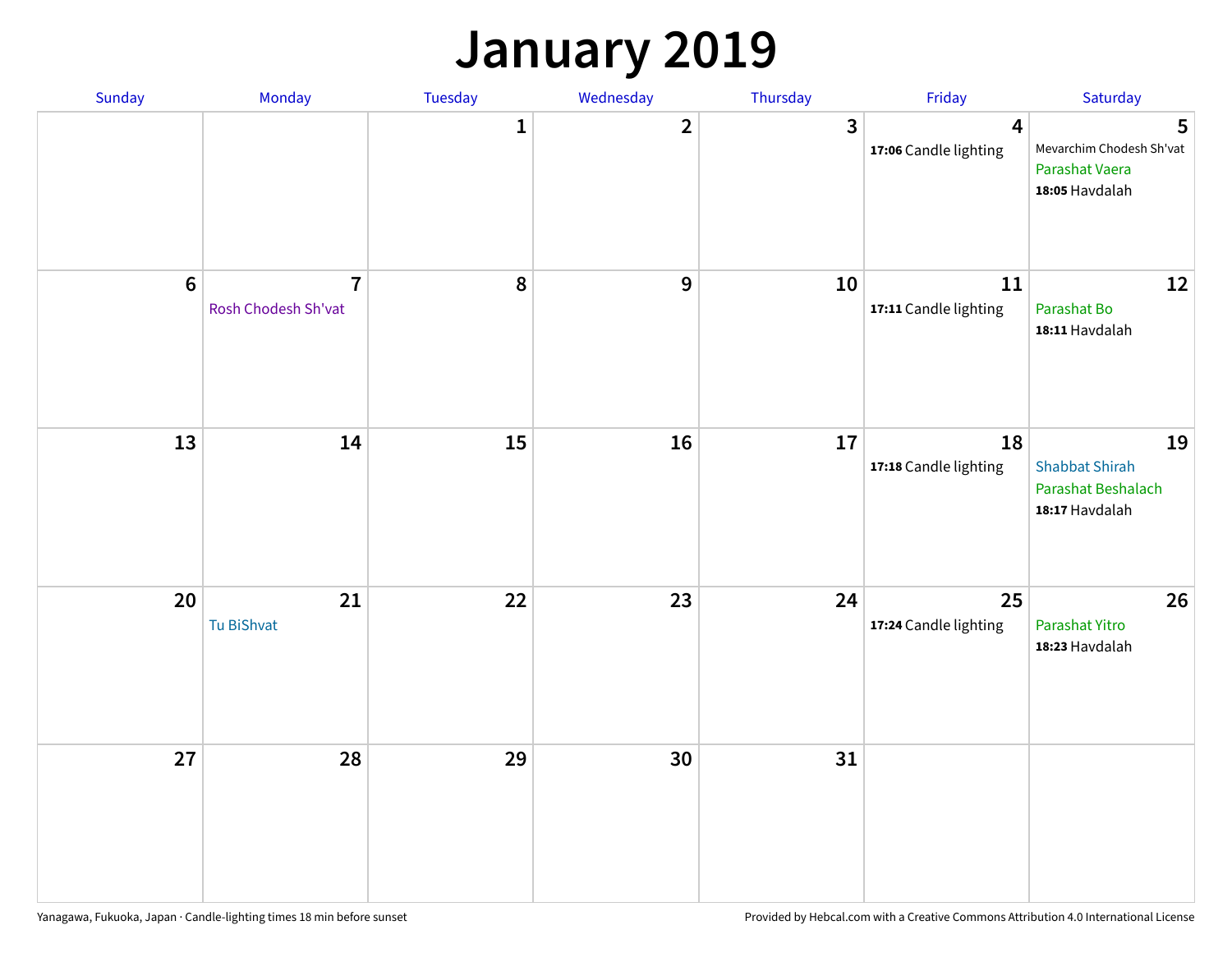# January 2019

| Sunday | Monday | Tuesday | Wednesday | Thursday | Friday | Saturday |
|---|---|---|---|---|---|---|
| | | 1 | 2 | 3 | 4<br>**17:06** Candle lighting | 5<br>Mevarchim Chodesh Sh'vat<br>Parashat Vaera<br>**18:05** Havdalah |
| 6 | 7<br>Rosh Chodesh Sh'vat | 8 | 9 | 10 | 11<br>**17:11** Candle lighting | 12<br>Parashat Bo<br>**18:11** Havdalah |
| 13 | 14 | 15 | 16 | 17 | 18<br>**17:18** Candle lighting | 19<br>Shabbat Shirah<br>Parashat Beshalach<br>**18:17** Havdalah |
| 20 | 21<br>Tu BiShvat | 22 | 23 | 24 | 25<br>**17:24** Candle lighting | 26<br>Parashat Yitro<br>**18:23** Havdalah |
| 27 | 28 | 29 | 30 | 31 | | |

Yanagawa, Fukuoka, Japan · Candle-lighting times 18 min before sunset

Provided by Hebcal.com with a Creative Commons Attribution 4.0 International License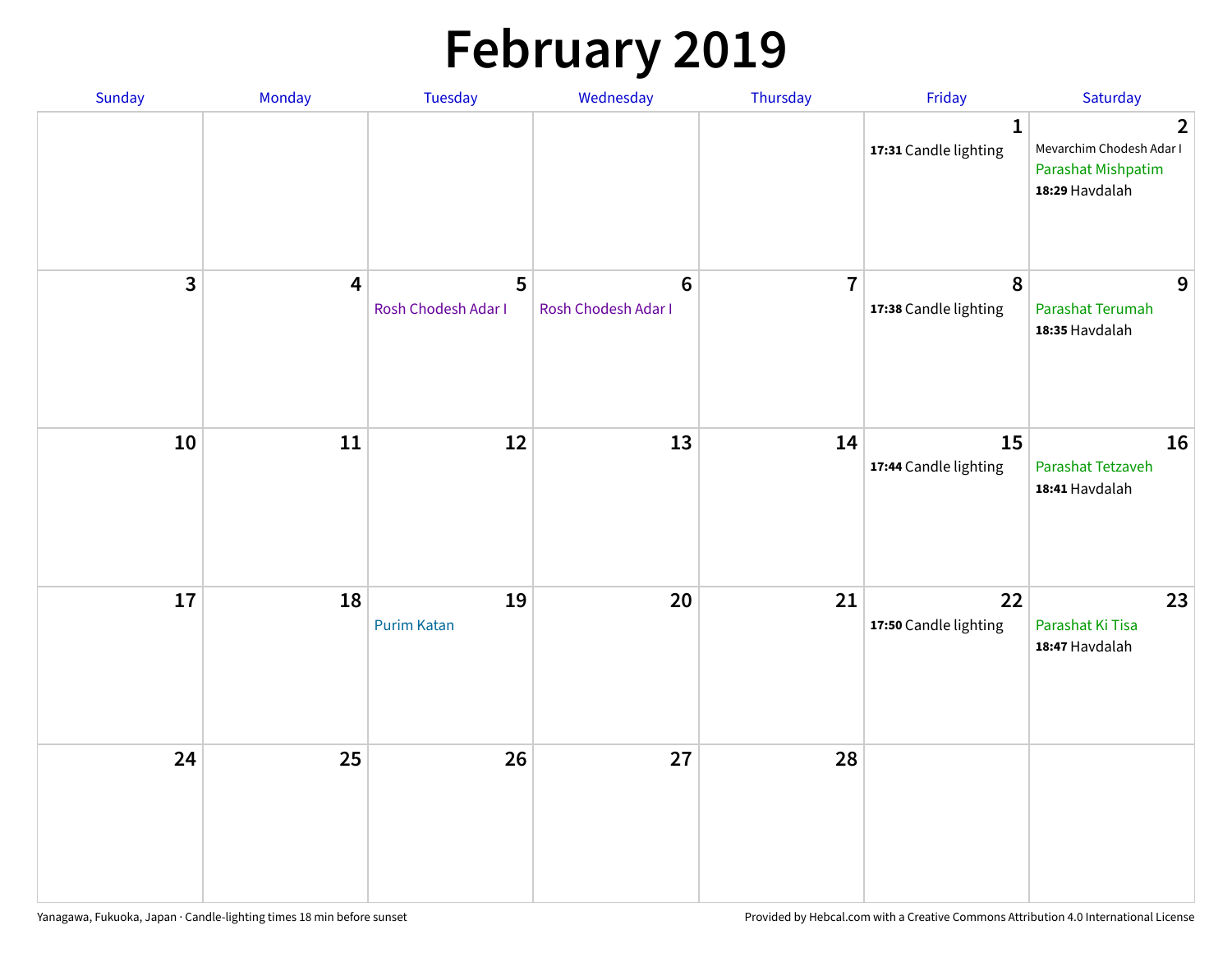# February 2019

| Sunday | Monday | Tuesday | Wednesday | Thursday | Friday | Saturday |
|---|---|---|---|---|---|---|
| | | | | | 1<br>**17:31** Candle lighting | 2<br>Mevarchim Chodesh Adar I<br>Parashat Mishpatim<br>**18:29** Havdalah |
| 3 | 4 | 5<br>Rosh Chodesh Adar I | 6<br>Rosh Chodesh Adar I | 7 | 8<br>**17:38** Candle lighting | 9<br>Parashat Terumah<br>**18:35** Havdalah |
| 10 | 11 | 12 | 13 | 14 | 15<br>**17:44** Candle lighting | 16<br>Parashat Tetzaveh<br>**18:41** Havdalah |
| 17 | 18 | 19<br>Purim Katan | 20 | 21 | 22<br>**17:50** Candle lighting | 23<br>Parashat Ki Tisa<br>**18:47** Havdalah |
| 24 | 25 | 26 | 27 | 28 | | |

Yanagawa, Fukuoka, Japan · Candle-lighting times 18 min before sunset

Provided by Hebcal.com with a Creative Commons Attribution 4.0 International License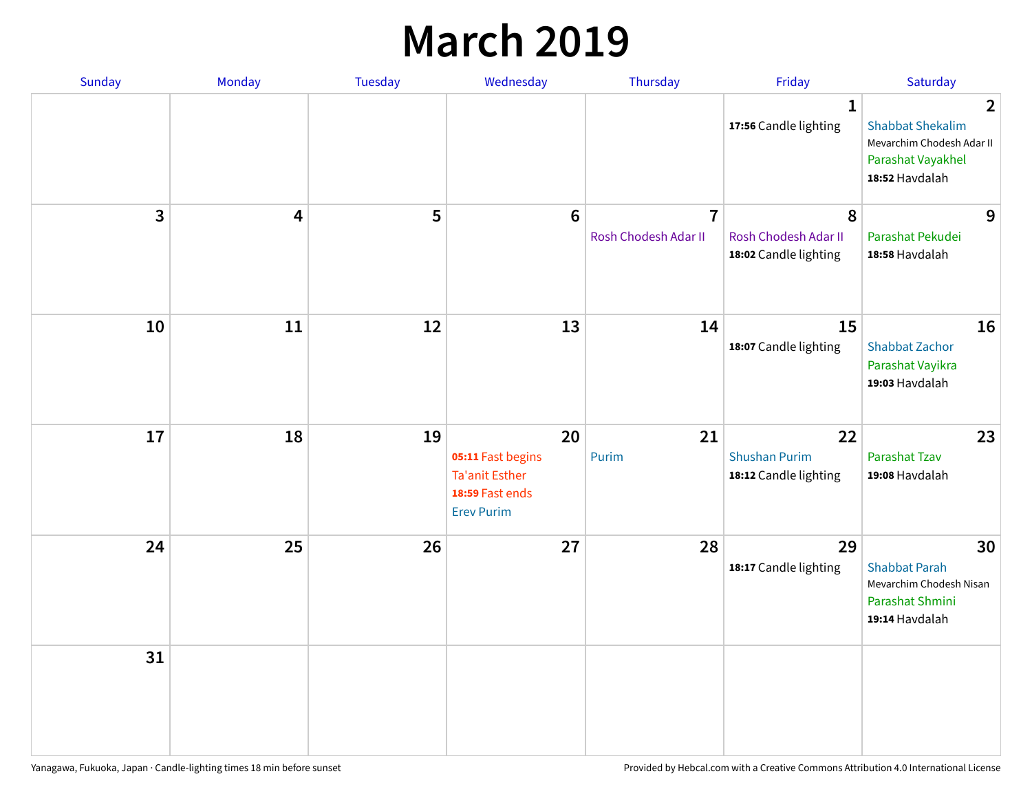# March 2019

| Sunday | Monday | Tuesday | Wednesday | Thursday | Friday | Saturday |
|---|---|---|---|---|---|---|
| | | | | | 1<br>**17:56** Candle lighting | 2<br>Shabbat Shekalim<br>Mevarchim Chodesh Adar II<br>Parashat Vayakhel<br>**18:52** Havdalah |
| 3 | 4 | 5 | 6 | 7<br>Rosh Chodesh Adar II | 8<br>Rosh Chodesh Adar II<br>**18:02** Candle lighting | 9<br>Parashat Pekudei<br>**18:58** Havdalah |
| 10 | 11 | 12 | 13 | 14 | 15<br>**18:07** Candle lighting | 16<br>Shabbat Zachor<br>Parashat Vayikra<br>**19:03** Havdalah |
| 17 | 18 | 19 | 20<br>**05:11** Fast begins<br>Ta'anit Esther<br>**18:59** Fast ends<br>Erev Purim | 21<br>Purim | 22<br>Shushan Purim<br>**18:12** Candle lighting | 23<br>Parashat Tzav<br>**19:08** Havdalah |
| 24 | 25 | 26 | 27 | 28 | 29<br>**18:17** Candle lighting | 30<br>Shabbat Parah<br>Mevarchim Chodesh Nisan<br>Parashat Shmini<br>**19:14** Havdalah |
| 31 | | | | | | |

Yanagawa, Fukuoka, Japan · Candle-lighting times 18 min before sunset

Provided by Hebcal.com with a Creative Commons Attribution 4.0 International License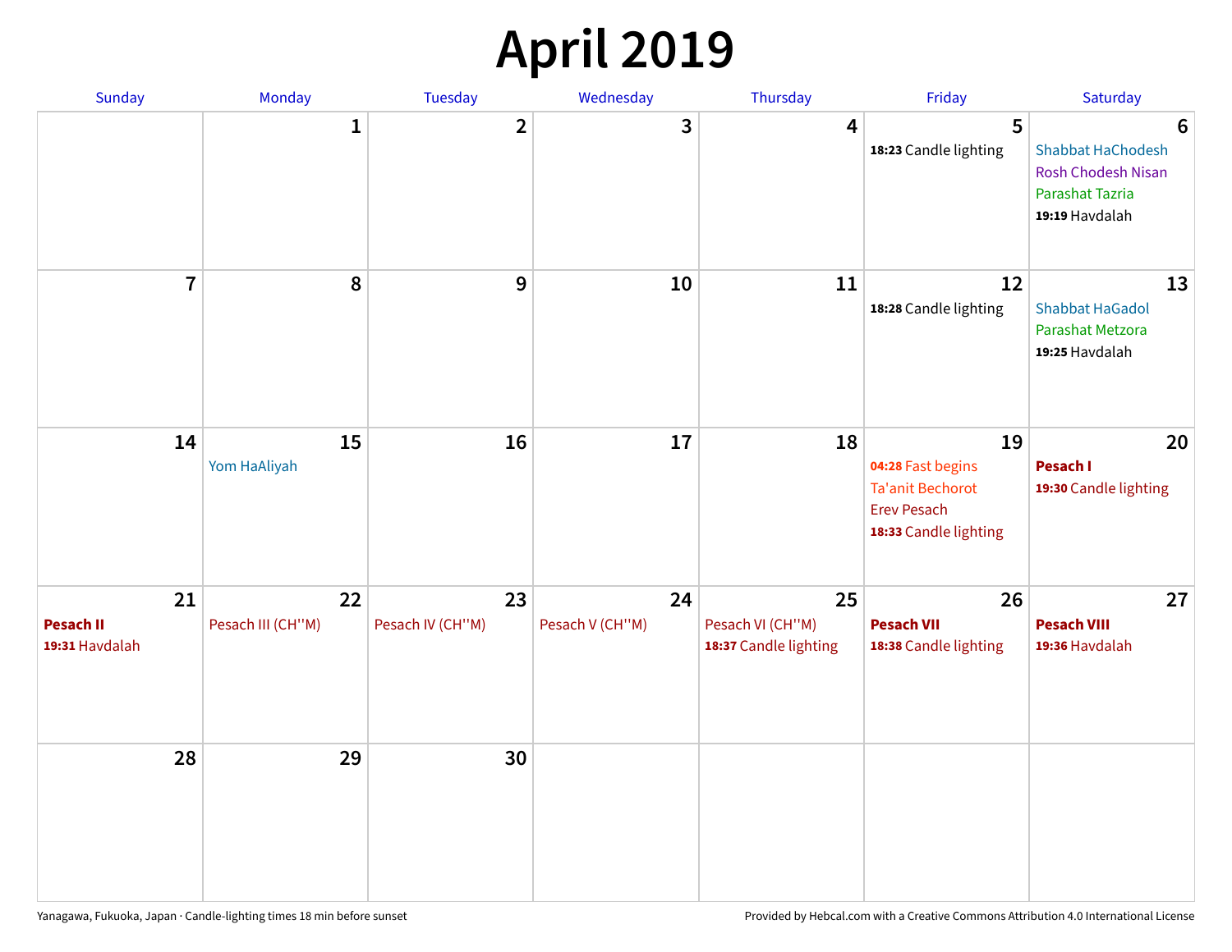# April 2019

| Sunday | Monday | Tuesday | Wednesday | Thursday | Friday | Saturday |
|---|---|---|---|---|---|---|
| | 1 | 2 | 3 | 4 | 5<br>**18:23** Candle lighting | 6<br>Shabbat HaChodesh<br>Rosh Chodesh Nisan<br>Parashat Tazria<br>**19:19** Havdalah |
| 7 | 8 | 9 | 10 | 11 | 12<br>**18:28** Candle lighting | 13<br>Shabbat HaGadol<br>Parashat Metzora<br>**19:25** Havdalah |
| 14 | 15<br>Yom HaAliyah | 16 | 17 | 18 | 19<br>**04:28** Fast begins<br>Ta'anit Bechorot<br>Erev Pesach<br>**18:33** Candle lighting | 20<br>**Pesach I**<br>**19:30** Candle lighting |
| 21<br>**Pesach II**<br>**19:31** Havdalah | 22<br>Pesach III (CH''M) | 23<br>Pesach IV (CH''M) | 24<br>Pesach V (CH''M) | 25<br>Pesach VI (CH''M)<br>**18:37** Candle lighting | 26<br>**Pesach VII**<br>**18:38** Candle lighting | 27<br>**Pesach VIII**<br>**19:36** Havdalah |
| 28 | 29 | 30 | | | | |

Yanagawa, Fukuoka, Japan · Candle-lighting times 18 min before sunset

Provided by Hebcal.com with a Creative Commons Attribution 4.0 International License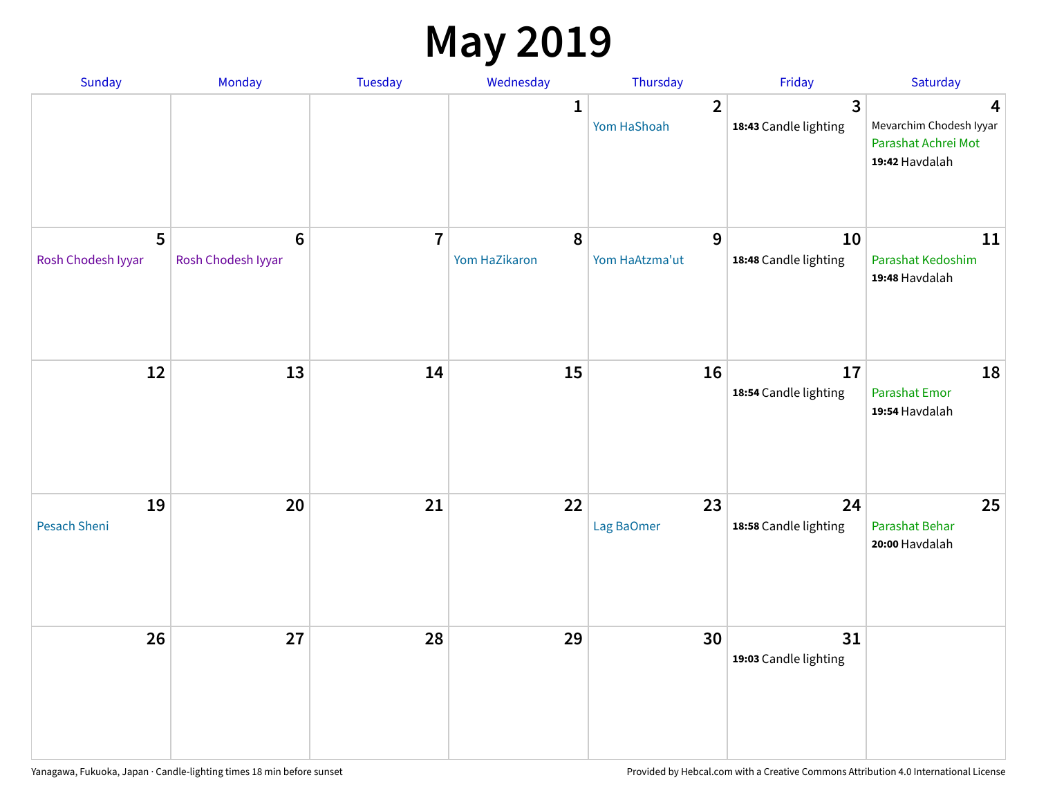# May 2019

| Sunday | Monday | Tuesday | Wednesday | Thursday | Friday | Saturday |
|---|---|---|---|---|---|---|
| | | | 1 | 2<br>Yom HaShoah | 3<br>**18:43** Candle lighting | 4<br>Mevarchim Chodesh Iyyar<br>Parashat Achrei Mot<br>**19:42** Havdalah |
| 5<br>Rosh Chodesh Iyyar | 6<br>Rosh Chodesh Iyyar | 7 | 8<br>Yom HaZikaron | 9<br>Yom HaAtzma'ut | 10<br>**18:48** Candle lighting | 11<br>Parashat Kedoshim<br>**19:48** Havdalah |
| 12 | 13 | 14 | 15 | 16 | 17<br>**18:54** Candle lighting | 18<br>Parashat Emor<br>**19:54** Havdalah |
| 19<br>Pesach Sheni | 20 | 21 | 22 | 23<br>Lag BaOmer | 24<br>**18:58** Candle lighting | 25<br>Parashat Behar<br>**20:00** Havdalah |
| 26 | 27 | 28 | 29 | 30 | 31<br>**19:03** Candle lighting | |

Yanagawa, Fukuoka, Japan · Candle-lighting times 18 min before sunset

Provided by Hebcal.com with a Creative Commons Attribution 4.0 International License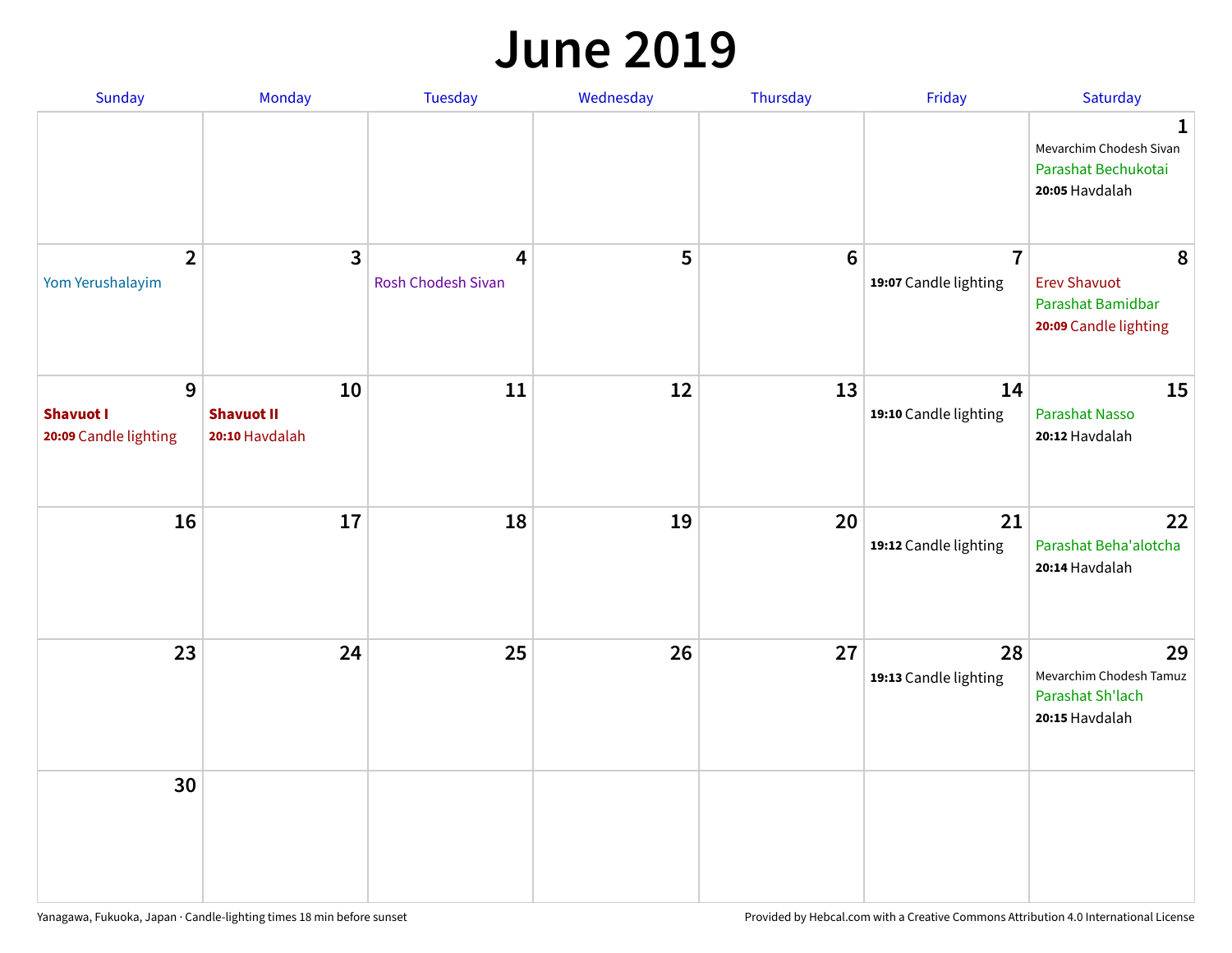# June 2019

| Sunday | Monday | Tuesday | Wednesday | Thursday | Friday | Saturday |
| --- | --- | --- | --- | --- | --- | --- |
| | | | | | | **1** Mevarchim Chodesh Sivan<br>Parashat Bechukotai<br>**20:05** Havdalah |
| **2** Yom Yerushalayim | **3** | **4** Rosh Chodesh Sivan | **5** | **6** | **7** **19:07** Candle lighting | **8** Erev Shavuot<br>Parashat Bamidbar<br>**20:09** Candle lighting |
| **9** **Shavuot I**<br>**20:09** Candle lighting | **10** **Shavuot II**<br>**20:10** Havdalah | **11** | **12** | **13** | **14** **19:10** Candle lighting | **15** Parashat Nasso<br>**20:12** Havdalah |
| **16** | **17** | **18** | **19** | **20** | **21** **19:12** Candle lighting | **22** Parashat Beha'alotcha<br>**20:14** Havdalah |
| **23** | **24** | **25** | **26** | **27** | **28** **19:13** Candle lighting | **29** Mevarchim Chodesh Tamuz<br>Parashat Sh'lach<br>**20:15** Havdalah |
| **30** | | | | | | |

Yanagawa, Fukuoka, Japan · Candle-lighting times 18 min before sunset

Provided by Hebcal.com with a Creative Commons Attribution 4.0 International License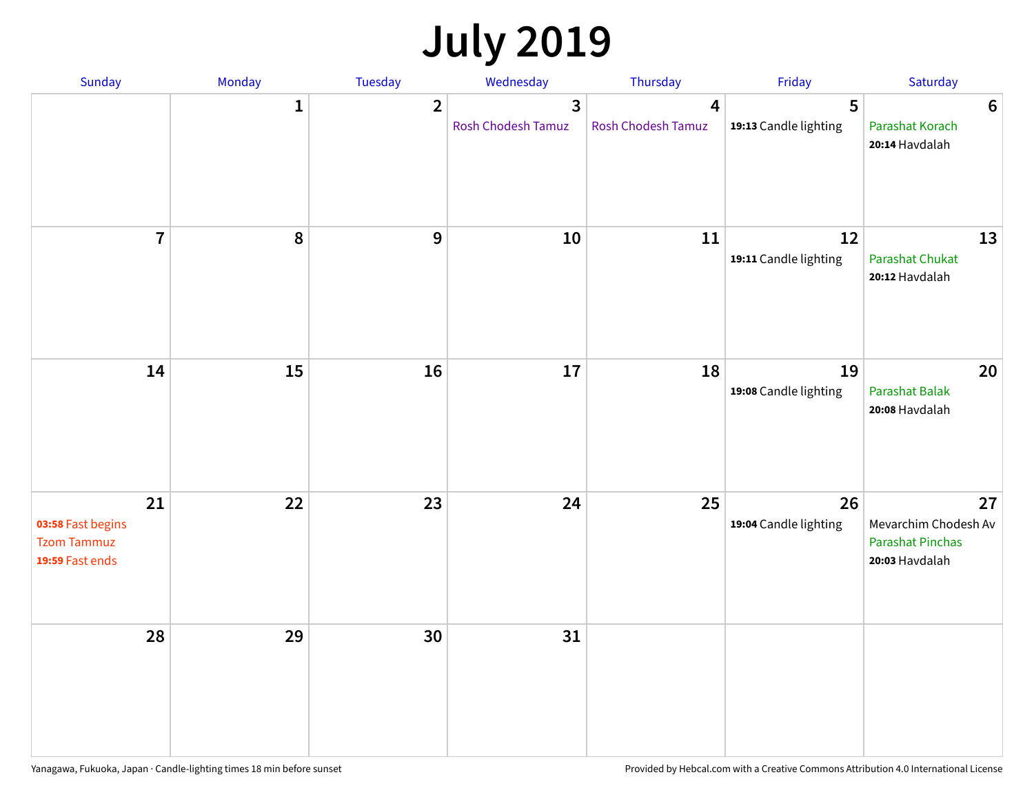# July 2019

| Sunday | Monday | Tuesday | Wednesday | Thursday | Friday | Saturday |
| --- | --- | --- | --- | --- | --- | --- |
| | 1 | 2 | 3<br>Rosh Chodesh Tamuz | 4<br>Rosh Chodesh Tamuz | 5<br>**19:13** Candle lighting | 6<br>Parashat Korach<br>**20:14** Havdalah |
| 7 | 8 | 9 | 10 | 11 | 12<br>**19:11** Candle lighting | 13<br>Parashat Chukat<br>**20:12** Havdalah |
| 14 | 15 | 16 | 17 | 18 | 19<br>**19:08** Candle lighting | 20<br>Parashat Balak<br>**20:08** Havdalah |
| 21<br>**03:58** Fast begins<br>Tzom Tammuz<br>**19:59** Fast ends | 22 | 23 | 24 | 25 | 26<br>**19:04** Candle lighting | 27<br>Mevarchim Chodesh Av<br>Parashat Pinchas<br>**20:03** Havdalah |
| 28 | 29 | 30 | 31 | | | |

Yanagawa, Fukuoka, Japan · Candle-lighting times 18 min before sunset

Provided by Hebcal.com with a Creative Commons Attribution 4.0 International License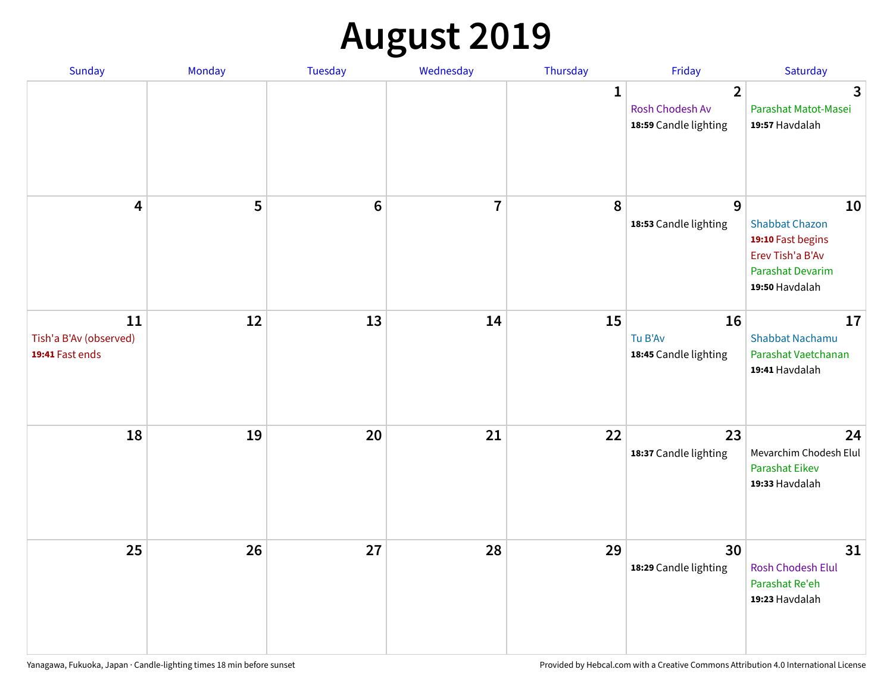# August 2019

| Sunday | Monday | Tuesday | Wednesday | Thursday | Friday | Saturday |
|---|---|---|---|---|---|---|
| | | | | 1 | 2<br>Rosh Chodesh Av<br>**18:59** Candle lighting | 3<br>Parashat Matot-Masei<br>**19:57** Havdalah |
| 4 | 5 | 6 | 7 | 8 | 9<br>**18:53** Candle lighting | 10<br>Shabbat Chazon<br>**19:10** Fast begins<br>Erev Tish'a B'Av<br>Parashat Devarim<br>**19:50** Havdalah |
| 11<br>Tish'a B'Av (observed)<br>**19:41** Fast ends | 12 | 13 | 14 | 15 | 16<br>Tu B'Av<br>**18:45** Candle lighting | 17<br>Shabbat Nachamu<br>Parashat Vaetchanan<br>**19:41** Havdalah |
| 18 | 19 | 20 | 21 | 22 | 23<br>**18:37** Candle lighting | 24<br>Mevarchim Chodesh Elul<br>Parashat Eikev<br>**19:33** Havdalah |
| 25 | 26 | 27 | 28 | 29 | 30<br>**18:29** Candle lighting | 31<br>Rosh Chodesh Elul<br>Parashat Re'eh<br>**19:23** Havdalah |

Yanagawa, Fukuoka, Japan · Candle-lighting times 18 min before sunset

Provided by Hebcal.com with a Creative Commons Attribution 4.0 International License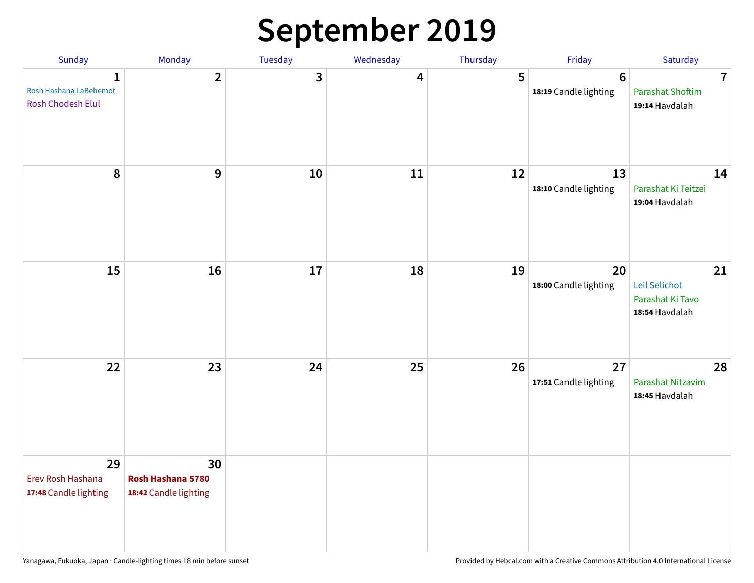# September 2019

| Sunday | Monday | Tuesday | Wednesday | Thursday | Friday | Saturday |
|---|---|---|---|---|---|---|
| **1**<br>Rosh Hashana LaBehemot<br>Rosh Chodesh Elul | **2** | **3** | **4** | **5** | **6**<br>**18:19** Candle lighting | **7**<br>Parashat Shoftim<br>**19:14** Havdalah |
| **8** | **9** | **10** | **11** | **12** | **13**<br>**18:10** Candle lighting | **14**<br>Parashat Ki Teitzei<br>**19:04** Havdalah |
| **15** | **16** | **17** | **18** | **19** | **20**<br>**18:00** Candle lighting | **21**<br>Leil Selichot<br>Parashat Ki Tavo<br>**18:54** Havdalah |
| **22** | **23** | **24** | **25** | **26** | **27**<br>**17:51** Candle lighting | **28**<br>Parashat Nitzavim<br>**18:45** Havdalah |
| **29**<br>Erev Rosh Hashana<br>**17:48** Candle lighting | **30**<br>**Rosh Hashana 5780**<br>**18:42** Candle lighting | | | | | |

Yanagawa, Fukuoka, Japan · Candle-lighting times 18 min before sunset

Provided by Hebcal.com with a Creative Commons Attribution 4.0 International License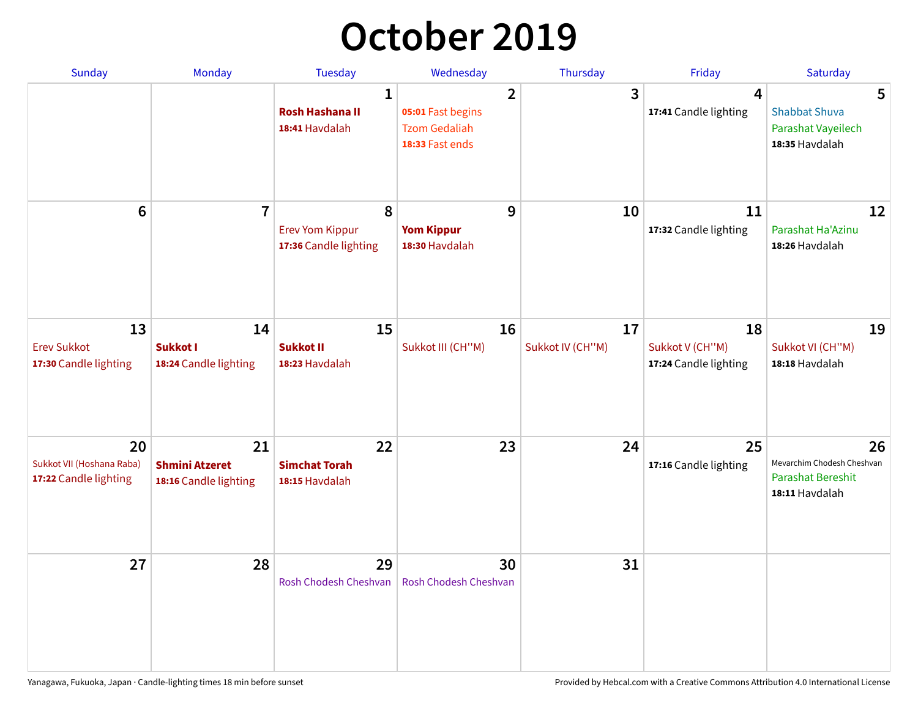# October 2019

| Sunday | Monday | Tuesday | Wednesday | Thursday | Friday | Saturday |
|---|---|---|---|---|---|---|
| | | **1** **Rosh Hashana II** **18:41** Havdalah | **2** **05:01** Fast begins Tzom Gedaliah **18:33** Fast ends | **3** | **4** **17:41** Candle lighting | **5** Shabbat Shuva Parashat Vayeilech **18:35** Havdalah |
| **6** | **7** | **8** Erev Yom Kippur **17:36** Candle lighting | **9** **Yom Kippur** **18:30** Havdalah | **10** | **11** **17:32** Candle lighting | **12** Parashat Ha'Azinu **18:26** Havdalah |
| **13** Erev Sukkot **17:30** Candle lighting | **14** **Sukkot I** **18:24** Candle lighting | **15** **Sukkot II** **18:23** Havdalah | **16** Sukkot III (CH''M) | **17** Sukkot IV (CH''M) | **18** Sukkot V (CH''M) **17:24** Candle lighting | **19** Sukkot VI (CH''M) **18:18** Havdalah |
| **20** Sukkot VII (Hoshana Raba) **17:22** Candle lighting | **21** **Shmini Atzeret** **18:16** Candle lighting | **22** **Simchat Torah** **18:15** Havdalah | **23** | **24** | **25** **17:16** Candle lighting | **26** Mevarchim Chodesh Cheshvan Parashat Bereshit **18:11** Havdalah |
| **27** | **28** | **29** Rosh Chodesh Cheshvan | **30** Rosh Chodesh Cheshvan | **31** | | |

Yanagawa, Fukuoka, Japan · Candle-lighting times 18 min before sunset

Provided by Hebcal.com with a Creative Commons Attribution 4.0 International License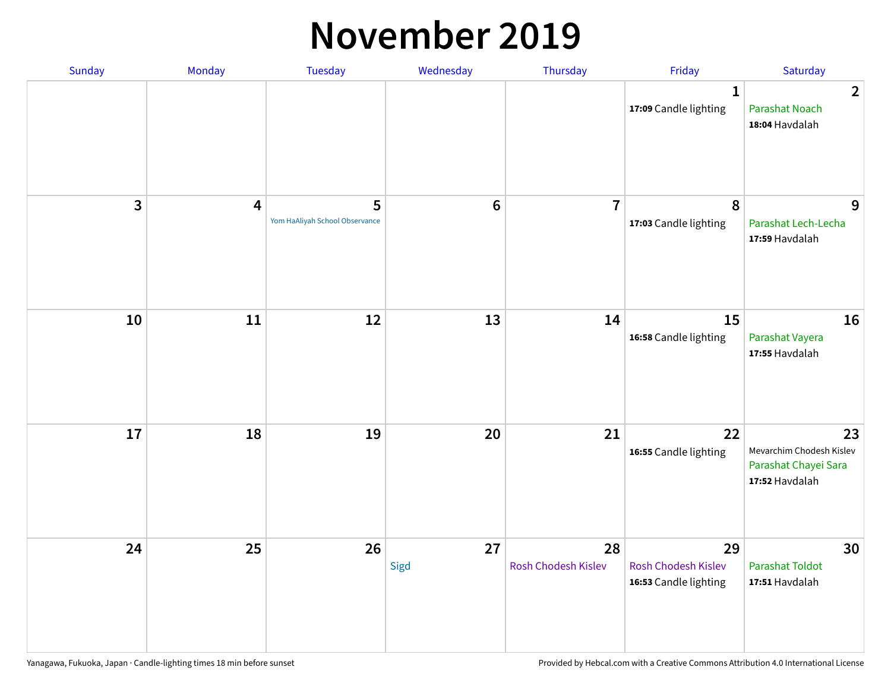# November 2019

| Sunday | Monday | Tuesday | Wednesday | Thursday | Friday | Saturday |
|---|---|---|---|---|---|---|
| | | | | | 1<br>**17:09** Candle lighting | 2<br>Parashat Noach<br>**18:04** Havdalah |
| 3 | 4 | 5<br>Yom HaAliyah School Observance | 6 | 7 | 8<br>**17:03** Candle lighting | 9<br>Parashat Lech-Lecha<br>**17:59** Havdalah |
| 10 | 11 | 12 | 13 | 14 | 15<br>**16:58** Candle lighting | 16<br>Parashat Vayera<br>**17:55** Havdalah |
| 17 | 18 | 19 | 20 | 21 | 22<br>**16:55** Candle lighting | 23<br>Mevarchim Chodesh Kislev<br>Parashat Chayei Sara<br>**17:52** Havdalah |
| 24 | 25 | 26 | 27<br>Sigd | 28<br>Rosh Chodesh Kislev | 29<br>Rosh Chodesh Kislev<br>**16:53** Candle lighting | 30<br>Parashat Toldot<br>**17:51** Havdalah |

Yanagawa, Fukuoka, Japan · Candle-lighting times 18 min before sunset

Provided by Hebcal.com with a Creative Commons Attribution 4.0 International License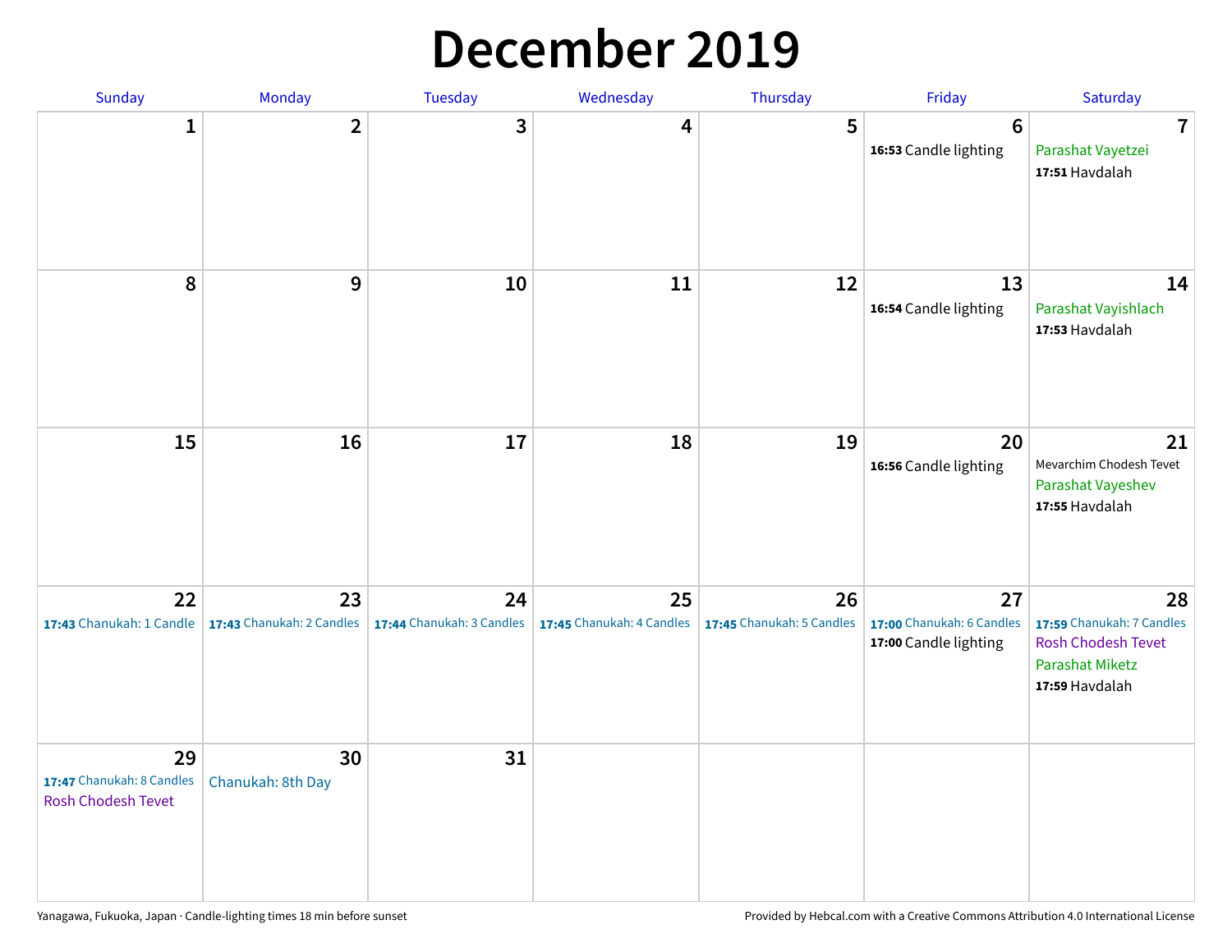# December 2019

| Sunday | Monday | Tuesday | Wednesday | Thursday | Friday | Saturday |
|---|---|---|---|---|---|---|
| 1 | 2 | 3 | 4 | 5 | 6<br>**16:53** Candle lighting | 7<br>Parashat Vayetzei<br>**17:51** Havdalah |
| 8 | 9 | 10 | 11 | 12 | 13<br>**16:54** Candle lighting | 14<br>Parashat Vayishlach<br>**17:53** Havdalah |
| 15 | 16 | 17 | 18 | 19 | 20<br>**16:56** Candle lighting | 21<br>Mevarchim Chodesh Tevet<br>Parashat Vayeshev<br>**17:55** Havdalah |
| 22<br>**17:43** Chanukah: 1 Candle | 23<br>**17:43** Chanukah: 2 Candles | 24<br>**17:44** Chanukah: 3 Candles | 25<br>**17:45** Chanukah: 4 Candles | 26<br>**17:45** Chanukah: 5 Candles | 27<br>**17:00** Chanukah: 6 Candles<br>**17:00** Candle lighting | 28<br>**17:59** Chanukah: 7 Candles<br>Rosh Chodesh Tevet<br>Parashat Miketz<br>**17:59** Havdalah |
| 29<br>**17:47** Chanukah: 8 Candles<br>Rosh Chodesh Tevet | 30<br>Chanukah: 8th Day | 31 | | | | |

Yanagawa, Fukuoka, Japan · Candle-lighting times 18 min before sunset

Provided by Hebcal.com with a Creative Commons Attribution 4.0 International License